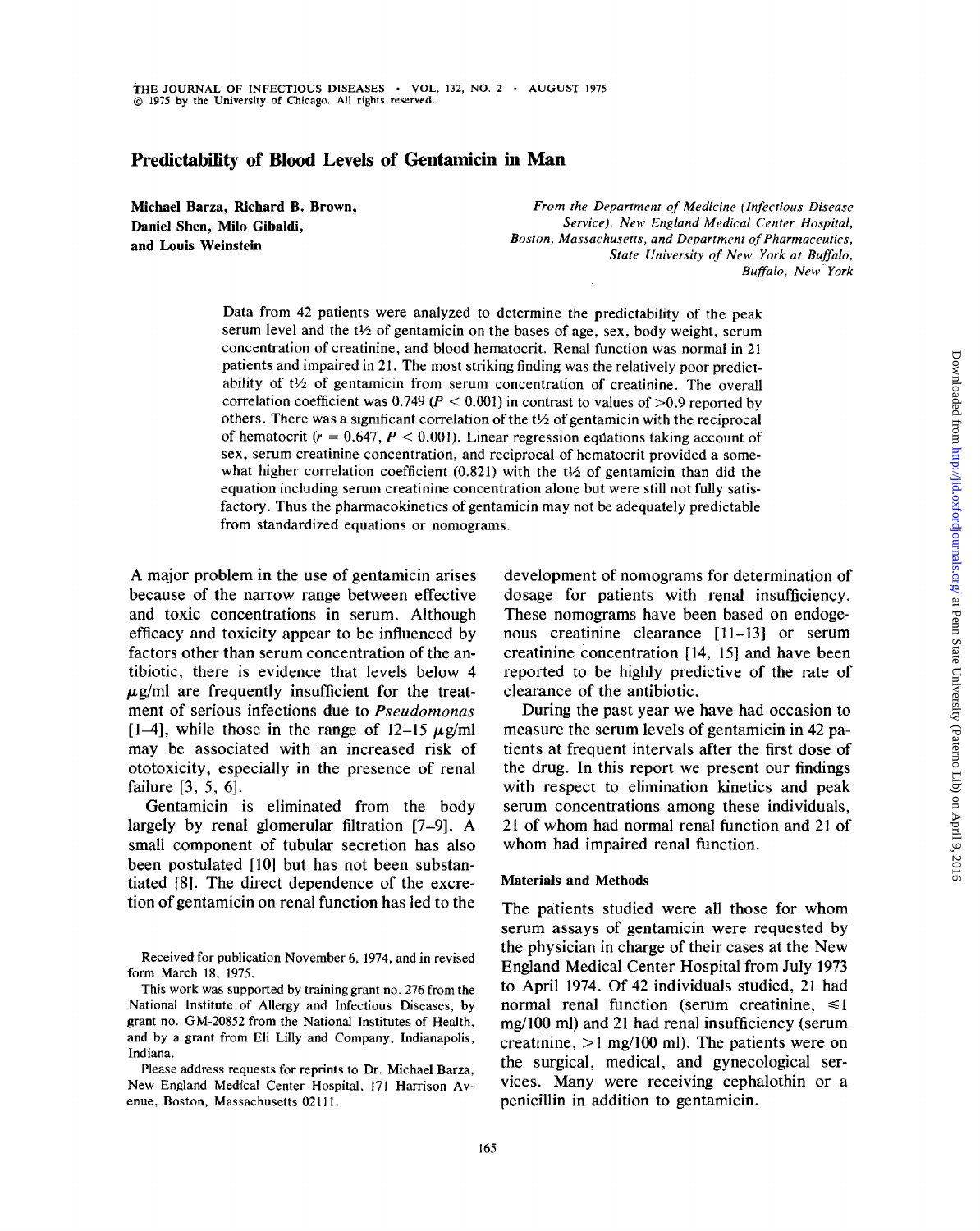# Predictability of Blood Levels of Gentamicin in Man

**Michael Barza, Richard B. Brown, Daniel Shen, Milo Gibaldi, and Louis Weinstein**

*From the Department of Medicine (Infectious Disease Service), New England Medical Center Hospital, Boston, Massachusetts, and Department of Pharmaceutics, State University of New York at Buffalo, Buffalo, New York*

Data from 42 patients were analyzed to determine the predictability of the peak serum level and the t½ of gentamicin on the bases of age, sex, body weight, serum concentration of creatinine, and blood hematocrit. Renal function was normal in 21 patients and impaired in 21. The most striking finding was the relatively poor predictability of t½ of gentamicin from serum concentration of creatinine. The overall correlation coefficient was 0.749 ($P < 0.001$) in contrast to values of >0.9 reported by others. There was a significant correlation of the t½ of gentamicin with the reciprocal of hematocrit ($r = 0.647$, $P < 0.001$). Linear regression equations taking account of sex, serum creatinine concentration, and reciprocal of hematocrit provided a somewhat higher correlation coefficient (0.821) with the t½ of gentamicin than did the equation including serum creatinine concentration alone but were still not fully satisfactory. Thus the pharmacokinetics of gentamicin may not be adequately predictable from standardized equations or nomograms.

A major problem in the use of gentamicin arises because of the narrow range between effective and toxic concentrations in serum. Although efficacy and toxicity appear to be influenced by factors other than serum concentration of the antibiotic, there is evidence that levels below 4 μg/ml are frequently insufficient for the treatment of serious infections due to *Pseudomonas* [1–4], while those in the range of 12–15 μg/ml may be associated with an increased risk of ototoxicity, especially in the presence of renal failure [3, 5, 6].

Gentamicin is eliminated from the body largely by renal glomerular filtration [7–9]. A small component of tubular secretion has also been postulated [10] but has not been substantiated [8]. The direct dependence of the excretion of gentamicin on renal function has led to the development of nomograms for determination of dosage for patients with renal insufficiency. These nomograms have been based on endogenous creatinine clearance [11–13] or serum creatinine concentration [14, 15] and have been reported to be highly predictive of the rate of clearance of the antibiotic.

During the past year we have had occasion to measure the serum levels of gentamicin in 42 patients at frequent intervals after the first dose of the drug. In this report we present our findings with respect to elimination kinetics and peak serum concentrations among these individuals, 21 of whom had normal renal function and 21 of whom had impaired renal function.

## Materials and Methods

The patients studied were all those for whom serum assays of gentamicin were requested by the physician in charge of their cases at the New England Medical Center Hospital from July 1973 to April 1974. Of 42 individuals studied, 21 had normal renal function (serum creatinine, ≤1 mg/100 ml) and 21 had renal insufficiency (serum creatinine, >1 mg/100 ml). The patients were on the surgical, medical, and gynecological services. Many were receiving cephalothin or a penicillin in addition to gentamicin.

Received for publication November 6, 1974, and in revised form March 18, 1975.

This work was supported by training grant no. 276 from the National Institute of Allergy and Infectious Diseases, by grant no. GM-20852 from the National Institutes of Health, and by a grant from Eli Lilly and Company, Indianapolis, Indiana.

Please address requests for reprints to Dr. Michael Barza, New England Medical Center Hospital, 171 Harrison Avenue, Boston, Massachusetts 02111.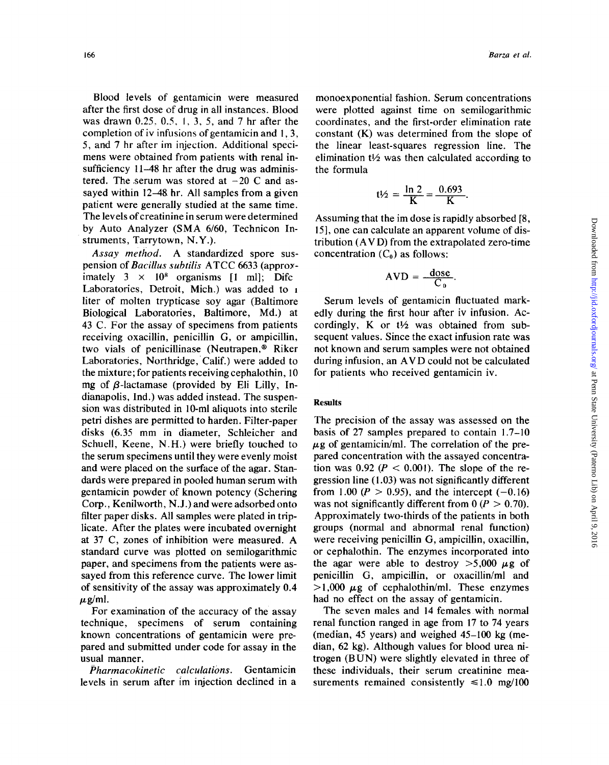Blood levels of gentamicin were measured after the first dose of drug in all instances. Blood was drawn 0.25, 0.5, 1, 3, 5, and 7 hr after the completion of iv infusions of gentamicin and 1, 3, 5, and 7 hr after im injection. Additional specimens were obtained from patients with renal insufficiency 11–48 hr after the drug was administered. The serum was stored at −20 C and assayed within 12–48 hr. All samples from a given patient were generally studied at the same time. The levels of creatinine in serum were determined by Auto Analyzer (SMA 6/60, Technicon Instruments, Tarrytown, N.Y.).

*Assay method.* A standardized spore suspension of *Bacillus subtilis* ATCC 6633 (approximately $3 \times 10^8$ organisms [1 ml]; Difc Laboratories, Detroit, Mich.) was added to 1 liter of molten trypticase soy agar (Baltimore Biological Laboratories, Baltimore, Md.) at 43 C. For the assay of specimens from patients receiving oxacillin, penicillin G, or ampicillin, two vials of penicillinase (Neutrapen,® Riker Laboratories, Northridge, Calif.) were added to the mixture; for patients receiving cephalothin, 10 mg of $\beta$-lactamase (provided by Eli Lilly, Indianapolis, Ind.) was added instead. The suspension was distributed in 10-ml aliquots into sterile petri dishes are permitted to harden. Filter-paper disks (6.35 mm in diameter, Schleicher and Schuell, Keene, N.H.) were briefly touched to the serum specimens until they were evenly moist and were placed on the surface of the agar. Standards were prepared in pooled human serum with gentamicin powder of known potency (Schering Corp., Kenilworth, N.J.) and were adsorbed onto filter paper disks. All samples were plated in triplicate. After the plates were incubated overnight at 37 C, zones of inhibition were measured. A standard curve was plotted on semilogarithmic paper, and specimens from the patients were assayed from this reference curve. The lower limit of sensitivity of the assay was approximately 0.4 $\mu$g/ml.

For examination of the accuracy of the assay technique, specimens of serum containing known concentrations of gentamicin were prepared and submitted under code for assay in the usual manner.

*Pharmacokinetic calculations.* Gentamicin levels in serum after im injection declined in a monoexponential fashion. Serum concentrations were plotted against time on semilogarithmic coordinates, and the first-order elimination rate constant (K) was determined from the slope of the linear least-squares regression line. The elimination t½ was then calculated according to the formula

$$t\frac{1}{2} = \frac{\ln 2}{K} = \frac{0.693}{K}.$$

Assuming that the im dose is rapidly absorbed [8, 15], one can calculate an apparent volume of distribution (AVD) from the extrapolated zero-time concentration ($C_0$) as follows:

$$\text{AVD} = \frac{\text{dose}}{C_0}.$$

Serum levels of gentamicin fluctuated markedly during the first hour after iv infusion. Accordingly, K or t½ was obtained from subsequent values. Since the exact infusion rate was not known and serum samples were not obtained during infusion, an AVD could not be calculated for patients who received gentamicin iv.

## Results

The precision of the assay was assessed on the basis of 27 samples prepared to contain 1.7–10 $\mu$g of gentamicin/ml. The correlation of the prepared concentration with the assayed concentration was 0.92 ($P < 0.001$). The slope of the regression line (1.03) was not significantly different from 1.00 ($P > 0.95$), and the intercept (−0.16) was not significantly different from 0 ($P > 0.70$). Approximately two-thirds of the patients in both groups (normal and abnormal renal function) were receiving penicillin G, ampicillin, oxacillin, or cephalothin. The enzymes incorporated into the agar were able to destroy >5,000 $\mu$g of penicillin G, ampicillin, or oxacillin/ml and >1,000 $\mu$g of cephalothin/ml. These enzymes had no effect on the assay of gentamicin.

The seven males and 14 females with normal renal function ranged in age from 17 to 74 years (median, 45 years) and weighed 45–100 kg (median, 62 kg). Although values for blood urea nitrogen (BUN) were slightly elevated in three of these individuals, their serum creatinine measurements remained consistently ≤1.0 mg/100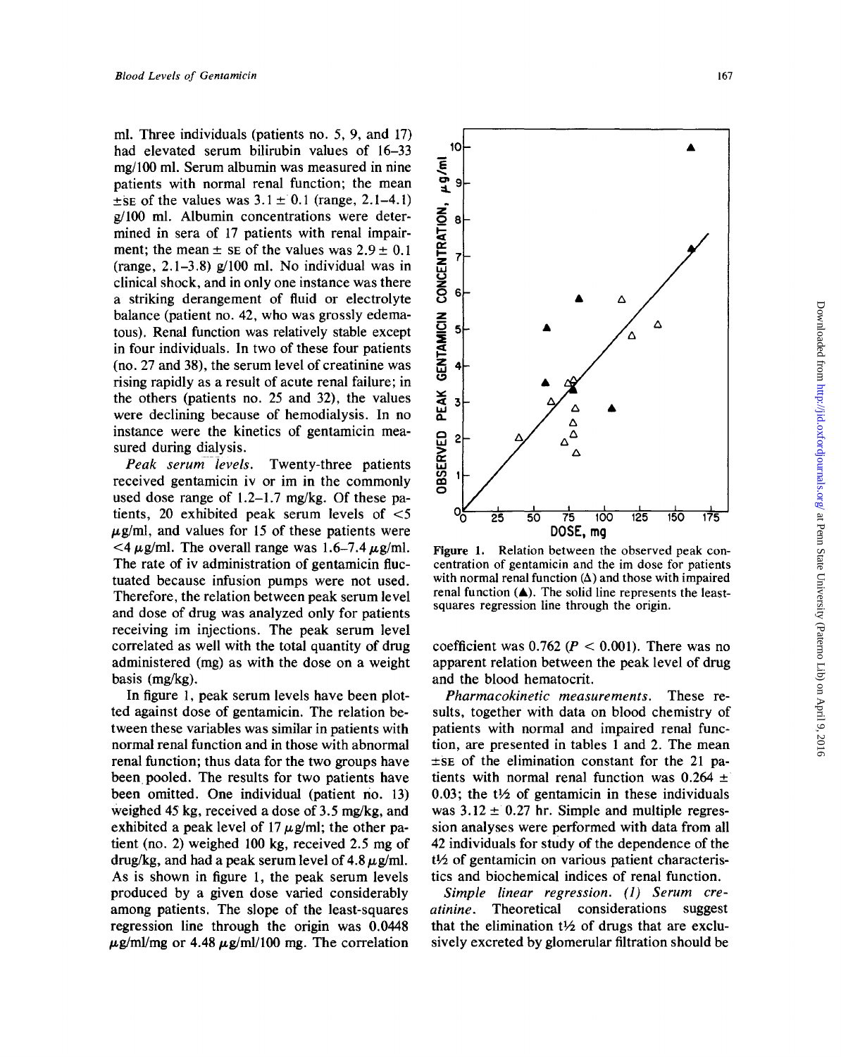ml. Three individuals (patients no. 5, 9, and 17) had elevated serum bilirubin values of 16–33 mg/100 ml. Serum albumin was measured in nine patients with normal renal function; the mean ±SE of the values was 3.1 ± 0.1 (range, 2.1–4.1) g/100 ml. Albumin concentrations were determined in sera of 17 patients with renal impairment; the mean ± SE of the values was 2.9 ± 0.1 (range, 2.1–3.8) g/100 ml. No individual was in clinical shock, and in only one instance was there a striking derangement of fluid or electrolyte balance (patient no. 42, who was grossly edematous). Renal function was relatively stable except in four individuals. In two of these four patients (no. 27 and 38), the serum level of creatinine was rising rapidly as a result of acute renal failure; in the others (patients no. 25 and 32), the values were declining because of hemodialysis. In no instance were the kinetics of gentamicin measured during dialysis.

*Peak serum levels.* Twenty-three patients received gentamicin iv or im in the commonly used dose range of 1.2–1.7 mg/kg. Of these patients, 20 exhibited peak serum levels of <5 μg/ml, and values for 15 of these patients were <4 μg/ml. The overall range was 1.6–7.4 μg/ml. The rate of iv administration of gentamicin fluctuated because infusion pumps were not used. Therefore, the relation between peak serum level and dose of drug was analyzed only for patients receiving im injections. The peak serum level correlated as well with the total quantity of drug administered (mg) as with the dose on a weight basis (mg/kg).

In figure 1, peak serum levels have been plotted against dose of gentamicin. The relation between these variables was similar in patients with normal renal function and in those with abnormal renal function; thus data for the two groups have been pooled. The results for two patients have been omitted. One individual (patient no. 13) weighed 45 kg, received a dose of 3.5 mg/kg, and exhibited a peak level of 17 μg/ml; the other patient (no. 2) weighed 100 kg, received 2.5 mg of drug/kg, and had a peak serum level of 4.8 μg/ml. As is shown in figure 1, the peak serum levels produced by a given dose varied considerably among patients. The slope of the least-squares regression line through the origin was 0.0448 μg/ml/mg or 4.48 μg/ml/100 mg. The correlation

OBSERVED PEAK GENTAMICIN CONCENTRATION, μg/ml

0 1 2 3 4 5 6 7 8 9 10

DOSE, mg

0 25 50 75 100 125 150 175

**Figure 1.** Relation between the observed peak concentration of gentamicin and the im dose for patients with normal renal function (Δ) and those with impaired renal function (▲). The solid line represents the least-squares regression line through the origin.

coefficient was 0.762 ($P < 0.001$). There was no apparent relation between the peak level of drug and the blood hematocrit.

*Pharmacokinetic measurements.* These results, together with data on blood chemistry of patients with normal and impaired renal function, are presented in tables 1 and 2. The mean ±SE of the elimination constant for the 21 patients with normal renal function was 0.264 ± 0.03; the t½ of gentamicin in these individuals was 3.12 ± 0.27 hr. Simple and multiple regression analyses were performed with data from all 42 individuals for study of the dependence of the t½ of gentamicin on various patient characteristics and biochemical indices of renal function.

*Simple linear regression. (1) Serum creatinine.* Theoretical considerations suggest that the elimination t½ of drugs that are exclusively excreted by glomerular filtration should be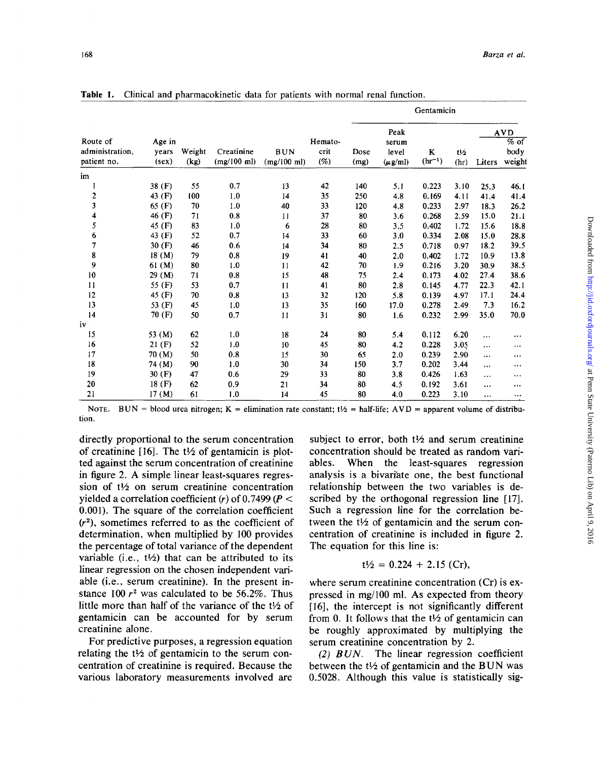**Table 1.** Clinical and pharmacokinetic data for patients with normal renal function.

| Route of administration, patient no. | Age in years (sex) | Weight (kg) | Creatinine (mg/100 ml) | BUN (mg/100 ml) | Hemato-crit (%) | Gentamicin Dose (mg) | Peak serum level (μg/ml) | K ($hr^{-1}$) | t½ (hr) | AVD Liters | AVD % of body weight |
|---|---|---|---|---|---|---|---|---|---|---|---|
| im | | | | | | | | | | | |
| 1 | 38 (F) | 55 | 0.7 | 13 | 42 | 140 | 5.1 | 0.223 | 3.10 | 25.3 | 46.1 |
| 2 | 43 (F) | 100 | 1.0 | 14 | 35 | 250 | 4.8 | 0.169 | 4.11 | 41.4 | 41.4 |
| 3 | 65 (F) | 70 | 1.0 | 40 | 33 | 120 | 4.8 | 0.233 | 2.97 | 18.3 | 26.2 |
| 4 | 46 (F) | 71 | 0.8 | 11 | 37 | 80 | 3.6 | 0.268 | 2.59 | 15.0 | 21.1 |
| 5 | 45 (F) | 83 | 1.0 | 6 | 28 | 80 | 3.5 | 0.402 | 1.72 | 15.6 | 18.8 |
| 6 | 43 (F) | 52 | 0.7 | 14 | 33 | 60 | 3.0 | 0.334 | 2.08 | 15.0 | 28.8 |
| 7 | 30 (F) | 46 | 0.6 | 14 | 34 | 80 | 2.5 | 0.718 | 0.97 | 18.2 | 39.5 |
| 8 | 18 (M) | 79 | 0.8 | 19 | 41 | 40 | 2.0 | 0.402 | 1.72 | 10.9 | 13.8 |
| 9 | 61 (M) | 80 | 1.0 | 11 | 42 | 70 | 1.9 | 0.216 | 3.20 | 30.9 | 38.5 |
| 10 | 29 (M) | 71 | 0.8 | 15 | 48 | 75 | 2.4 | 0.173 | 4.02 | 27.4 | 38.6 |
| 11 | 55 (F) | 53 | 0.7 | 11 | 41 | 80 | 2.8 | 0.145 | 4.77 | 22.3 | 42.1 |
| 12 | 45 (F) | 70 | 0.8 | 13 | 32 | 120 | 5.8 | 0.139 | 4.97 | 17.1 | 24.4 |
| 13 | 53 (F) | 45 | 1.0 | 13 | 35 | 160 | 17.0 | 0.278 | 2.49 | 7.3 | 16.2 |
| 14 | 70 (F) | 50 | 0.7 | 11 | 31 | 80 | 1.6 | 0.232 | 2.99 | 35.0 | 70.0 |
| iv | | | | | | | | | | | |
| 15 | 53 (M) | 62 | 1.0 | 18 | 24 | 80 | 5.4 | 0.112 | 6.20 | ... | ... |
| 16 | 21 (F) | 52 | 1.0 | 10 | 45 | 80 | 4.2 | 0.228 | 3.05 | ... | ... |
| 17 | 70 (M) | 50 | 0.8 | 15 | 30 | 65 | 2.0 | 0.239 | 2.90 | ... | ... |
| 18 | 74 (M) | 90 | 1.0 | 30 | 34 | 150 | 3.7 | 0.202 | 3.44 | ... | ... |
| 19 | 30 (F) | 47 | 0.6 | 29 | 33 | 80 | 3.8 | 0.426 | 1.63 | ... | ... |
| 20 | 18 (F) | 62 | 0.9 | 21 | 34 | 80 | 4.5 | 0.192 | 3.61 | ... | ... |
| 21 | 17 (M) | 61 | 1.0 | 14 | 45 | 80 | 4.0 | 0.223 | 3.10 | ... | ... |

NOTE. BUN = blood urea nitrogen; K = elimination rate constant; t½ = half-life; AVD = apparent volume of distribution.

directly proportional to the serum concentration of creatinine [16]. The t½ of gentamicin is plotted against the serum concentration of creatinine in figure 2. A simple linear least-squares regression of t½ on serum creatinine concentration yielded a correlation coefficient ($r$) of 0.7499 ($P < 0.001$). The square of the correlation coefficient ($r^2$), sometimes referred to as the coefficient of determination, when multiplied by 100 provides the percentage of total variance of the dependent variable (i.e., t½) that can be attributed to its linear regression on the chosen independent variable (i.e., serum creatinine). In the present instance $100\ r^2$ was calculated to be 56.2%. Thus little more than half of the variance of the t½ of gentamicin can be accounted for by serum creatinine alone.

For predictive purposes, a regression equation relating the t½ of gentamicin to the serum concentration of creatinine is required. Because the various laboratory measurements involved are subject to error, both t½ and serum creatinine concentration should be treated as random variables. When the least-squares regression analysis is a bivariate one, the best functional relationship between the two variables is described by the orthogonal regression line [17]. Such a regression line for the correlation between the t½ of gentamicin and the serum concentration of creatinine is included in figure 2. The equation for this line is:

$$t\frac{1}{2} = 0.224 + 2.15\ (\text{Cr}),$$

where serum creatinine concentration (Cr) is expressed in mg/100 ml. As expected from theory [16], the intercept is not significantly different from 0. It follows that the t½ of gentamicin can be roughly approximated by multiplying the serum creatinine concentration by 2.

*(2) **BUN**.* The linear regression coefficient between the t½ of gentamicin and the BUN was 0.5028. Although this value is statistically sig-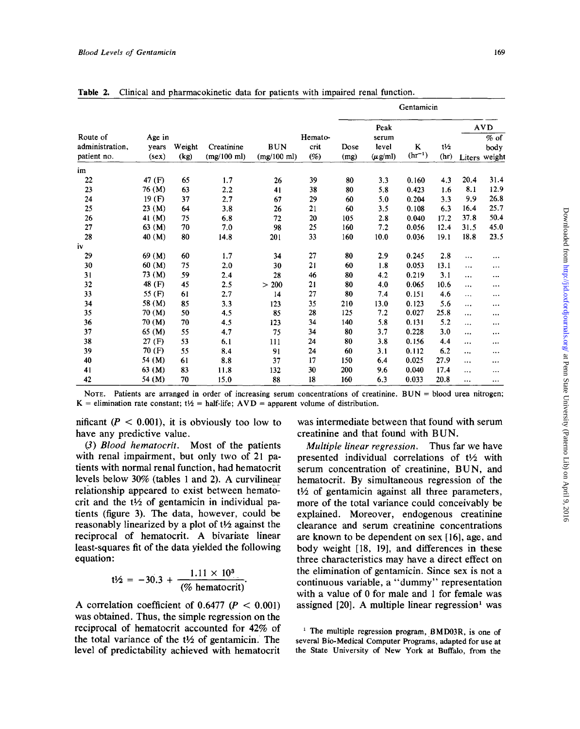**Table 2.** Clinical and pharmacokinetic data for patients with impaired renal function.

| Route of administration, patient no. | Age in years (sex) | Weight (kg) | Creatinine (mg/100 ml) | BUN (mg/100 ml) | Hematocrit (%) | Gentamicin Dose (mg) | Peak serum level (μg/ml) | K ($hr^{-1}$) | t½ (hr) | AVD Liters | AVD % of body weight |
|---|---|---|---|---|---|---|---|---|---|---|---|
| im | | | | | | | | | | | |
| 22 | 47 (F) | 65 | 1.7 | 26 | 39 | 80 | 3.3 | 0.160 | 4.3 | 20.4 | 31.4 |
| 23 | 76 (M) | 63 | 2.2 | 41 | 38 | 80 | 5.8 | 0.423 | 1.6 | 8.1 | 12.9 |
| 24 | 19 (F) | 37 | 2.7 | 67 | 29 | 60 | 5.0 | 0.204 | 3.3 | 9.9 | 26.8 |
| 25 | 23 (M) | 64 | 3.8 | 26 | 21 | 60 | 3.5 | 0.108 | 6.3 | 16.4 | 25.7 |
| 26 | 41 (M) | 75 | 6.8 | 72 | 20 | 105 | 2.8 | 0.040 | 17.2 | 37.8 | 50.4 |
| 27 | 63 (M) | 70 | 7.0 | 98 | 25 | 160 | 7.2 | 0.056 | 12.4 | 31.5 | 45.0 |
| 28 | 40 (M) | 80 | 14.8 | 201 | 33 | 160 | 10.0 | 0.036 | 19.1 | 18.8 | 23.5 |
| iv | | | | | | | | | | | |
| 29 | 69 (M) | 60 | 1.7 | 34 | 27 | 80 | 2.9 | 0.245 | 2.8 | ... | ... |
| 30 | 60 (M) | 75 | 2.0 | 30 | 21 | 60 | 1.8 | 0.053 | 13.1 | ... | ... |
| 31 | 73 (M) | 59 | 2.4 | 28 | 46 | 80 | 4.2 | 0.219 | 3.1 | ... | ... |
| 32 | 48 (F) | 45 | 2.5 | > 200 | 21 | 80 | 4.0 | 0.065 | 10.6 | ... | ... |
| 33 | 55 (F) | 61 | 2.7 | 14 | 27 | 80 | 7.4 | 0.151 | 4.6 | ... | ... |
| 34 | 58 (M) | 85 | 3.3 | 123 | 35 | 210 | 13.0 | 0.123 | 5.6 | ... | ... |
| 35 | 70 (M) | 50 | 4.5 | 85 | 28 | 125 | 7.2 | 0.027 | 25.8 | ... | ... |
| 36 | 70 (M) | 70 | 4.5 | 123 | 34 | 140 | 5.8 | 0.131 | 5.2 | ... | ... |
| 37 | 65 (M) | 55 | 4.7 | 75 | 34 | 80 | 3.7 | 0.228 | 3.0 | ... | ... |
| 38 | 27 (F) | 53 | 6.1 | 111 | 24 | 80 | 3.8 | 0.156 | 4.4 | ... | ... |
| 39 | 70 (F) | 55 | 8.4 | 91 | 24 | 60 | 3.1 | 0.112 | 6.2 | ... | ... |
| 40 | 54 (M) | 61 | 8.8 | 37 | 17 | 150 | 6.4 | 0.025 | 27.9 | ... | ... |
| 41 | 63 (M) | 83 | 11.8 | 132 | 30 | 200 | 9.6 | 0.040 | 17.4 | ... | ... |
| 42 | 54 (M) | 70 | 15.0 | 88 | 18 | 160 | 6.3 | 0.033 | 20.8 | ... | ... |

NOTE. Patients are arranged in order of increasing serum concentrations of creatinine. BUN = blood urea nitrogen; K = elimination rate constant; t½ = half-life; AVD = apparent volume of distribution.

nificant ($P < 0.001$), it is obviously too low to have any predictive value.

*(3) Blood hematocrit.* Most of the patients with renal impairment, but only two of 21 patients with normal renal function, had hematocrit levels below 30% (tables 1 and 2). A curvilinear relationship appeared to exist between hematocrit and the t½ of gentamicin in individual patients (figure 3). The data, however, could be reasonably linearized by a plot of t½ against the reciprocal of hematocrit. A bivariate linear least-squares fit of the data yielded the following equation:

$$t\frac{1}{2} = -30.3 + \frac{1.11 \times 10^{3}}{(\%\ \text{hematocrit})}.$$

A correlation coefficient of 0.6477 ($P < 0.001$) was obtained. Thus, the simple regression on the reciprocal of hematocrit accounted for 42% of the total variance of the t½ of gentamicin. The level of predictability achieved with hematocrit was intermediate between that found with serum creatinine and that found with BUN.

*Multiple linear regression.* Thus far we have presented individual correlations of t½ with serum concentration of creatinine, BUN, and hematocrit. By simultaneous regression of the t½ of gentamicin against all three parameters, more of the total variance could conceivably be explained. Moreover, endogenous creatinine clearance and serum creatinine concentrations are known to be dependent on sex [16], age, and body weight [18, 19], and differences in these three characteristics may have a direct effect on the elimination of gentamicin. Since sex is not a continuous variable, a "dummy" representation with a value of 0 for male and 1 for female was assigned [20]. A multiple linear regression[1] was

[1] The multiple regression program, BMD03R, is one of several Bio-Medical Computer Programs, adapted for use at the State University of New York at Buffalo, from the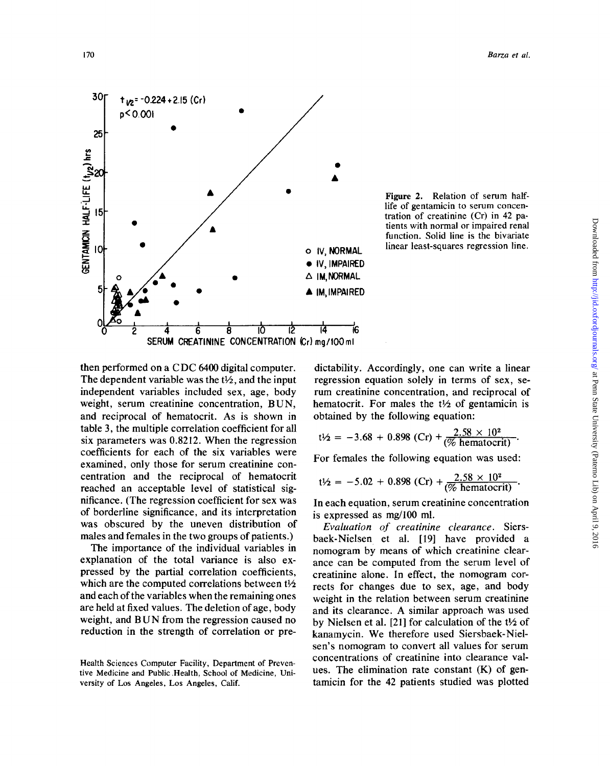$t_{1/2} = -0.224 + 2.15\ (Cr)$

$p < 0.001$

GENTAMICIN HALF-LIFE ($t_{1/2}$) hrs

SERUM CREATININE CONCENTRATION (Cr) mg/100 ml

0 2 4 6 8 10 12 14 16

0 5 10 15 20 25 30

○ IV, NORMAL

● IV, IMPAIRED

△ IM, NORMAL

▲ IM, IMPAIRED

**Figure 2.** Relation of serum half-life of gentamicin to serum concentration of creatinine (Cr) in 42 patients with normal or impaired renal function. Solid line is the bivariate linear least-squares regression line.

then performed on a CDC 6400 digital computer. The dependent variable was the $t\frac{1}{2}$, and the input independent variables included sex, age, body weight, serum creatinine concentration, BUN, and reciprocal of hematocrit. As is shown in table 3, the multiple correlation coefficient for all six parameters was 0.8212. When the regression coefficients for each of the six variables were examined, only those for serum creatinine concentration and the reciprocal of hematocrit reached an acceptable level of statistical significance. (The regression coefficient for sex was of borderline significance, and its interpretation was obscured by the uneven distribution of males and females in the two groups of patients.)

The importance of the individual variables in explanation of the total variance is also expressed by the partial correlation coefficients, which are the computed correlations between $t\frac{1}{2}$ and each of the variables when the remaining ones are held at fixed values. The deletion of age, body weight, and BUN from the regression caused no reduction in the strength of correlation or predictability. Accordingly, one can write a linear regression equation solely in terms of sex, serum creatinine concentration, and reciprocal of hematocrit. For males the $t\frac{1}{2}$ of gentamicin is obtained by the following equation:

$$t\tfrac{1}{2} = -3.68 + 0.898\ (\text{Cr}) + \frac{2.58 \times 10^2}{(\%\ \text{hematocrit})}.$$

For females the following equation was used:

$$t\tfrac{1}{2} = -5.02 + 0.898\ (\text{Cr}) + \frac{2.58 \times 10^2}{(\%\ \text{hematocrit})}.$$

In each equation, serum creatinine concentration is expressed as mg/100 ml.

*Evaluation of creatinine clearance.* Siersbaek-Nielsen et al. [19] have provided a nomogram by means of which creatinine clearance can be computed from the serum level of creatinine alone. In effect, the nomogram corrects for changes due to sex, age, and body weight in the relation between serum creatinine and its clearance. A similar approach was used by Nielsen et al. [21] for calculation of the $t\frac{1}{2}$ of kanamycin. We therefore used Siersbaek-Nielsen's nomogram to convert all values for serum concentrations of creatinine into clearance values. The elimination rate constant (K) of gentamicin for the 42 patients studied was plotted

Health Sciences Computer Facility, Department of Preventive Medicine and Public Health, School of Medicine, University of Los Angeles, Los Angeles, Calif.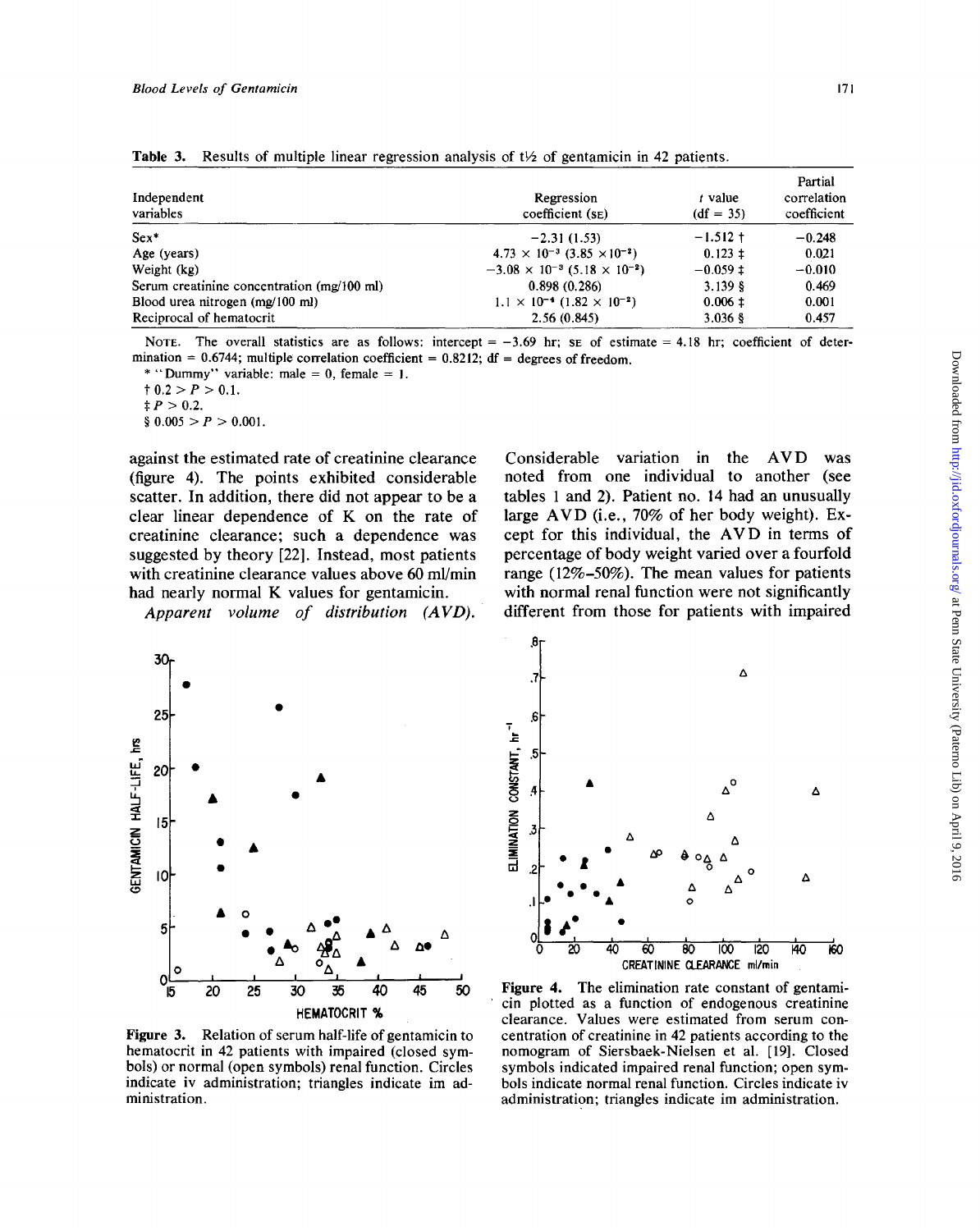**Table 3.** Results of multiple linear regression analysis of t½ of gentamicin in 42 patients.

| Independent variables | Regression coefficient (SE) | t value (df = 35) | Partial correlation coefficient |
|---|---|---|---|
| Sex* | −2.31 (1.53) | −1.512 † | −0.248 |
| Age (years) | $4.73 \times 10^{-3}$ ($3.85 \times 10^{-2}$) | 0.123 ‡ | 0.021 |
| Weight (kg) | $-3.08 \times 10^{-3}$ ($5.18 \times 10^{-2}$) | −0.059 ‡ | −0.010 |
| Serum creatinine concentration (mg/100 ml) | 0.898 (0.286) | 3.139 § | 0.469 |
| Blood urea nitrogen (mg/100 ml) | $1.1 \times 10^{-4}$ ($1.82 \times 10^{-2}$) | 0.006 ‡ | 0.001 |
| Reciprocal of hematocrit | 2.56 (0.845) | 3.036 § | 0.457 |

NOTE. The overall statistics are as follows: intercept = −3.69 hr; SE of estimate = 4.18 hr; coefficient of determination = 0.6744; multiple correlation coefficient = 0.8212; df = degrees of freedom.

\* "Dummy" variable: male = 0, female = 1.

† $0.2 > P > 0.1$.

‡ $P > 0.2$.

§ $0.005 > P > 0.001$.

against the estimated rate of creatinine clearance (figure 4). The points exhibited considerable scatter. In addition, there did not appear to be a clear linear dependence of K on the rate of creatinine clearance; such a dependence was suggested by theory [22]. Instead, most patients with creatinine clearance values above 60 ml/min had nearly normal K values for gentamicin.

*Apparent volume of distribution (AVD).* Considerable variation in the AVD was noted from one individual to another (see tables 1 and 2). Patient no. 14 had an unusually large AVD (i.e., 70% of her body weight). Except for this individual, the AVD in terms of percentage of body weight varied over a fourfold range (12%–50%). The mean values for patients with normal renal function were not significantly different from those for patients with impaired

GENTAMICIN HALF-LIFE, hrs
0
5
10
15
20
25
30
HEMATOCRIT %
15 20 25 30 35 40 45 50

**Figure 3.** Relation of serum half-life of gentamicin to hematocrit in 42 patients with impaired (closed symbols) or normal (open symbols) renal function. Circles indicate iv administration; triangles indicate im administration.

ELIMINATION CONSTANT, $hr^{-1}$
0
.1
.2
.3
.4
.5
.6
.7
.8
CREATININE CLEARANCE ml/min
0 20 40 60 80 100 120 140 160

**Figure 4.** The elimination rate constant of gentamicin plotted as a function of endogenous creatinine clearance. Values were estimated from serum concentration of creatinine in 42 patients according to the nomogram of Siersbaek-Nielsen et al. [19]. Closed symbols indicated impaired renal function; open symbols indicate normal renal function. Circles indicate iv administration; triangles indicate im administration.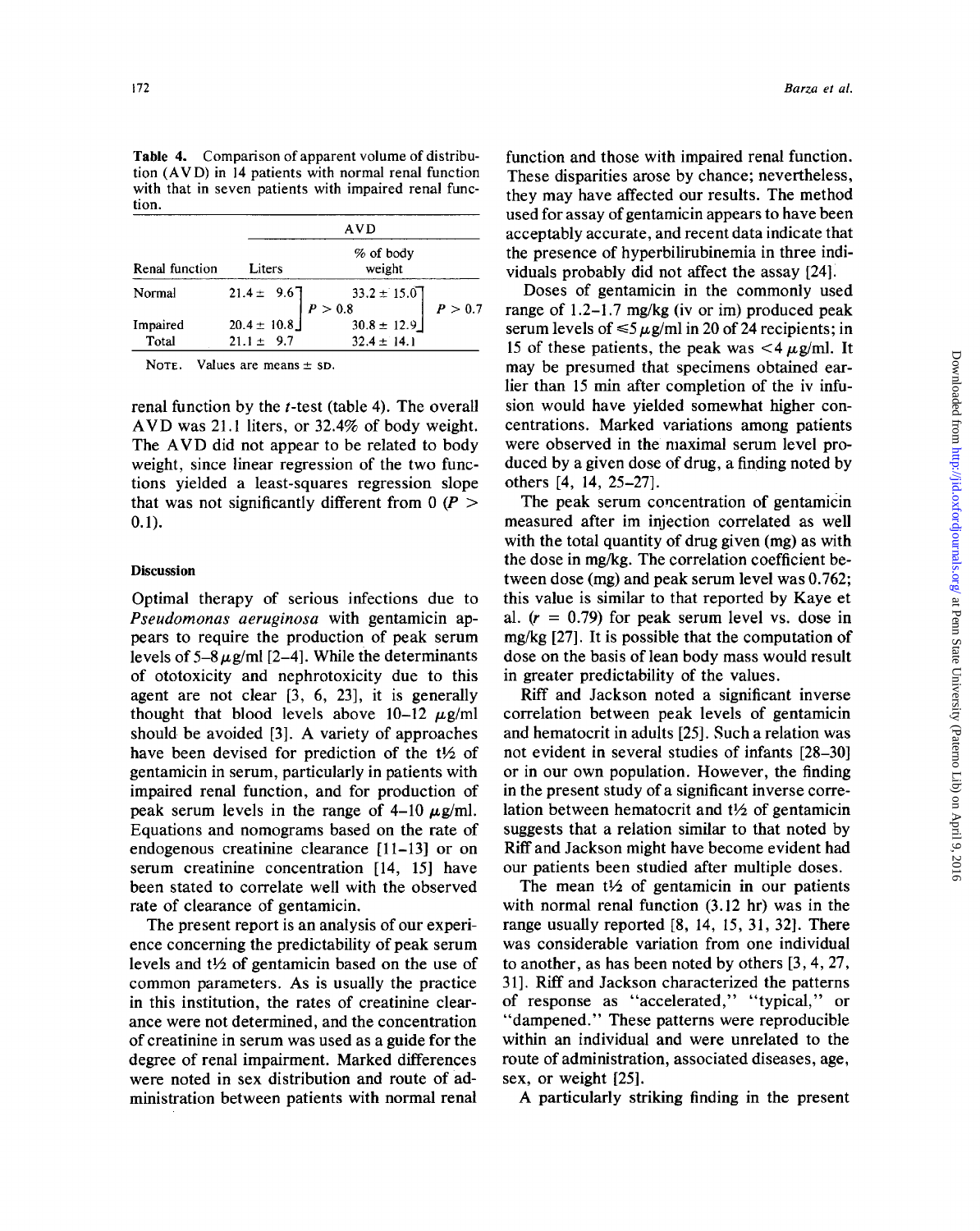**Table 4.** Comparison of apparent volume of distribution (AVD) in 14 patients with normal renal function with that in seven patients with impaired renal function.

| | AVD | | | |
|---|---|---|---|---|
| Renal function | Liters | | % of body weight | |
| Normal | 21.4 ± 9.6 | $P > 0.8$ | 33.2 ± 15.0 | $P > 0.7$ |
| Impaired | 20.4 ± 10.8 | | 30.8 ± 12.9 | |
| Total | 21.1 ± 9.7 | | 32.4 ± 14.1 | |

NOTE. Values are means ± SD.

renal function by the $t$-test (table 4). The overall AVD was 21.1 liters, or 32.4% of body weight. The AVD did not appear to be related to body weight, since linear regression of the two functions yielded a least-squares regression slope that was not significantly different from 0 ($P > 0.1$).

## Discussion

Optimal therapy of serious infections due to *Pseudomonas aeruginosa* with gentamicin appears to require the production of peak serum levels of 5–8 μg/ml [2–4]. While the determinants of ototoxicity and nephrotoxicity due to this agent are not clear [3, 6, 23], it is generally thought that blood levels above 10–12 μg/ml should be avoided [3]. A variety of approaches have been devised for prediction of the t½ of gentamicin in serum, particularly in patients with impaired renal function, and for production of peak serum levels in the range of 4–10 μg/ml. Equations and nomograms based on the rate of endogenous creatinine clearance [11–13] or on serum creatinine concentration [14, 15] have been stated to correlate well with the observed rate of clearance of gentamicin.

The present report is an analysis of our experience concerning the predictability of peak serum levels and t½ of gentamicin based on the use of common parameters. As is usually the practice in this institution, the rates of creatinine clearance were not determined, and the concentration of creatinine in serum was used as a guide for the degree of renal impairment. Marked differences were noted in sex distribution and route of administration between patients with normal renal function and those with impaired renal function. These disparities arose by chance; nevertheless, they may have affected our results. The method used for assay of gentamicin appears to have been acceptably accurate, and recent data indicate that the presence of hyperbilirubinemia in three individuals probably did not affect the assay [24].

Doses of gentamicin in the commonly used range of 1.2–1.7 mg/kg (iv or im) produced peak serum levels of ≤5 μg/ml in 20 of 24 recipients; in 15 of these patients, the peak was <4 μg/ml. It may be presumed that specimens obtained earlier than 15 min after completion of the iv infusion would have yielded somewhat higher concentrations. Marked variations among patients were observed in the maximal serum level produced by a given dose of drug, a finding noted by others [4, 14, 25–27].

The peak serum concentration of gentamicin measured after im injection correlated as well with the total quantity of drug given (mg) as with the dose in mg/kg. The correlation coefficient between dose (mg) and peak serum level was 0.762; this value is similar to that reported by Kaye et al. ($r = 0.79$) for peak serum level vs. dose in mg/kg [27]. It is possible that the computation of dose on the basis of lean body mass would result in greater predictability of the values.

Riff and Jackson noted a significant inverse correlation between peak levels of gentamicin and hematocrit in adults [25]. Such a relation was not evident in several studies of infants [28–30] or in our own population. However, the finding in the present study of a significant inverse correlation between hematocrit and t½ of gentamicin suggests that a relation similar to that noted by Riff and Jackson might have become evident had our patients been studied after multiple doses.

The mean t½ of gentamicin in our patients with normal renal function (3.12 hr) was in the range usually reported [8, 14, 15, 31, 32]. There was considerable variation from one individual to another, as has been noted by others [3, 4, 27, 31]. Riff and Jackson characterized the patterns of response as "accelerated," "typical," or "dampened." These patterns were reproducible within an individual and were unrelated to the route of administration, associated diseases, age, sex, or weight [25].

A particularly striking finding in the present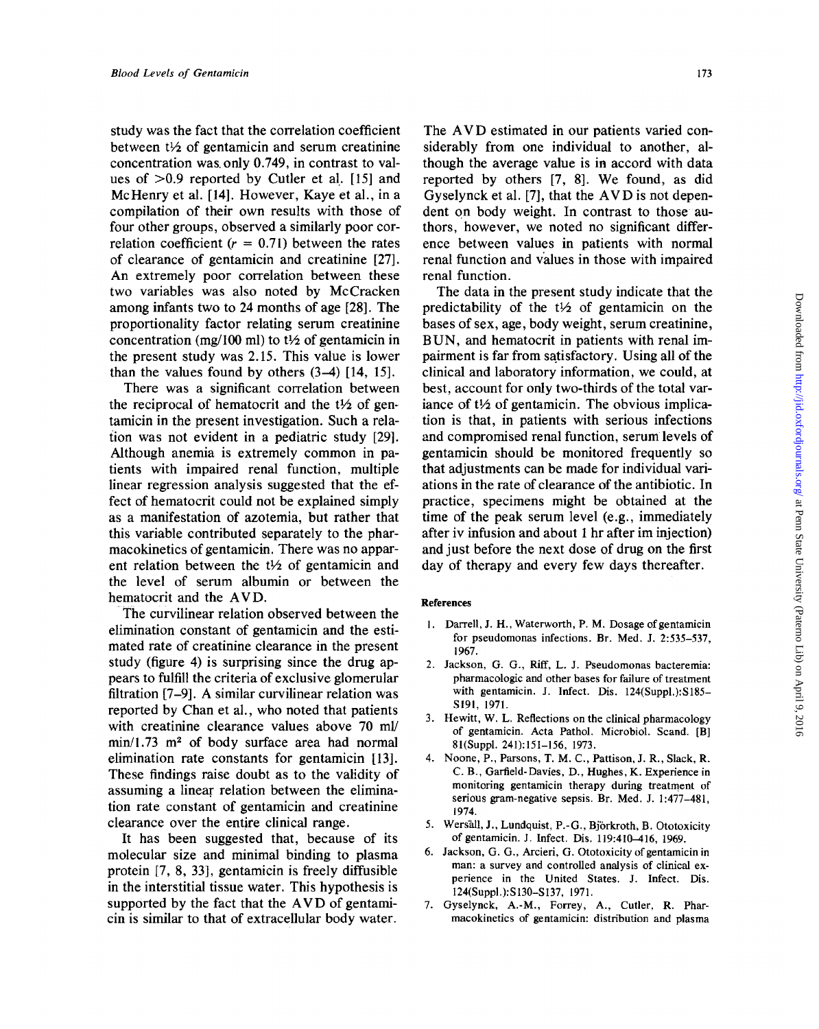study was the fact that the correlation coefficient between t½ of gentamicin and serum creatinine concentration was only 0.749, in contrast to values of >0.9 reported by Cutler et al. [15] and McHenry et al. [14]. However, Kaye et al., in a compilation of their own results with those of four other groups, observed a similarly poor correlation coefficient ($r = 0.71$) between the rates of clearance of gentamicin and creatinine [27]. An extremely poor correlation between these two variables was also noted by McCracken among infants two to 24 months of age [28]. The proportionality factor relating serum creatinine concentration (mg/100 ml) to t½ of gentamicin in the present study was 2.15. This value is lower than the values found by others (3–4) [14, 15].

There was a significant correlation between the reciprocal of hematocrit and the t½ of gentamicin in the present investigation. Such a relation was not evident in a pediatric study [29]. Although anemia is extremely common in patients with impaired renal function, multiple linear regression analysis suggested that the effect of hematocrit could not be explained simply as a manifestation of azotemia, but rather that this variable contributed separately to the pharmacokinetics of gentamicin. There was no apparent relation between the t½ of gentamicin and the level of serum albumin or between the hematocrit and the AVD.

The curvilinear relation observed between the elimination constant of gentamicin and the estimated rate of creatinine clearance in the present study (figure 4) is surprising since the drug appears to fulfill the criteria of exclusive glomerular filtration [7–9]. A similar curvilinear relation was reported by Chan et al., who noted that patients with creatinine clearance values above 70 ml/min/1.73 $m^2$ of body surface area had normal elimination rate constants for gentamicin [13]. These findings raise doubt as to the validity of assuming a linear relation between the elimination rate constant of gentamicin and creatinine clearance over the entire clinical range.

It has been suggested that, because of its molecular size and minimal binding to plasma protein [7, 8, 33], gentamicin is freely diffusible in the interstitial tissue water. This hypothesis is supported by the fact that the AVD of gentamicin is similar to that of extracellular body water. The AVD estimated in our patients varied considerably from one individual to another, although the average value is in accord with data reported by others [7, 8]. We found, as did Gyselynck et al. [7], that the AVD is not dependent on body weight. In contrast to those authors, however, we noted no significant difference between values in patients with normal renal function and values in those with impaired renal function.

The data in the present study indicate that the predictability of the t½ of gentamicin on the bases of sex, age, body weight, serum creatinine, BUN, and hematocrit in patients with renal impairment is far from satisfactory. Using all of the clinical and laboratory information, we could, at best, account for only two-thirds of the total variance of t½ of gentamicin. The obvious implication is that, in patients with serious infections and compromised renal function, serum levels of gentamicin should be monitored frequently so that adjustments can be made for individual variations in the rate of clearance of the antibiotic. In practice, specimens might be obtained at the time of the peak serum level (e.g., immediately after iv infusion and about 1 hr after im injection) and just before the next dose of drug on the first day of therapy and every few days thereafter.

#### References

1. Darrell, J. H., Waterworth, P. M. Dosage of gentamicin for pseudomonas infections. Br. Med. J. 2:535–537, 1967.
2. Jackson, G. G., Riff, L. J. Pseudomonas bacteremia: pharmacologic and other bases for failure of treatment with gentamicin. J. Infect. Dis. 124(Suppl.):S185–S191, 1971.
3. Hewitt, W. L. Reflections on the clinical pharmacology of gentamicin. Acta Pathol. Microbiol. Scand. [B] 81(Suppl. 241):151–156, 1973.
4. Noone, P., Parsons, T. M. C., Pattison, J. R., Slack, R. C. B., Garfield-Davies, D., Hughes, K. Experience in monitoring gentamicin therapy during treatment of serious gram-negative sepsis. Br. Med. J. 1:477–481, 1974.
5. Wersäll, J., Lundquist, P.-G., Björkroth, B. Ototoxicity of gentamicin. J. Infect. Dis. 119:410–416, 1969.
6. Jackson, G. G., Arcieri, G. Ototoxicity of gentamicin in man: a survey and controlled analysis of clinical experience in the United States. J. Infect. Dis. 124(Suppl.):S130–S137, 1971.
7. Gyselynck, A.-M., Forrey, A., Cutler, R. Pharmacokinetics of gentamicin: distribution and plasma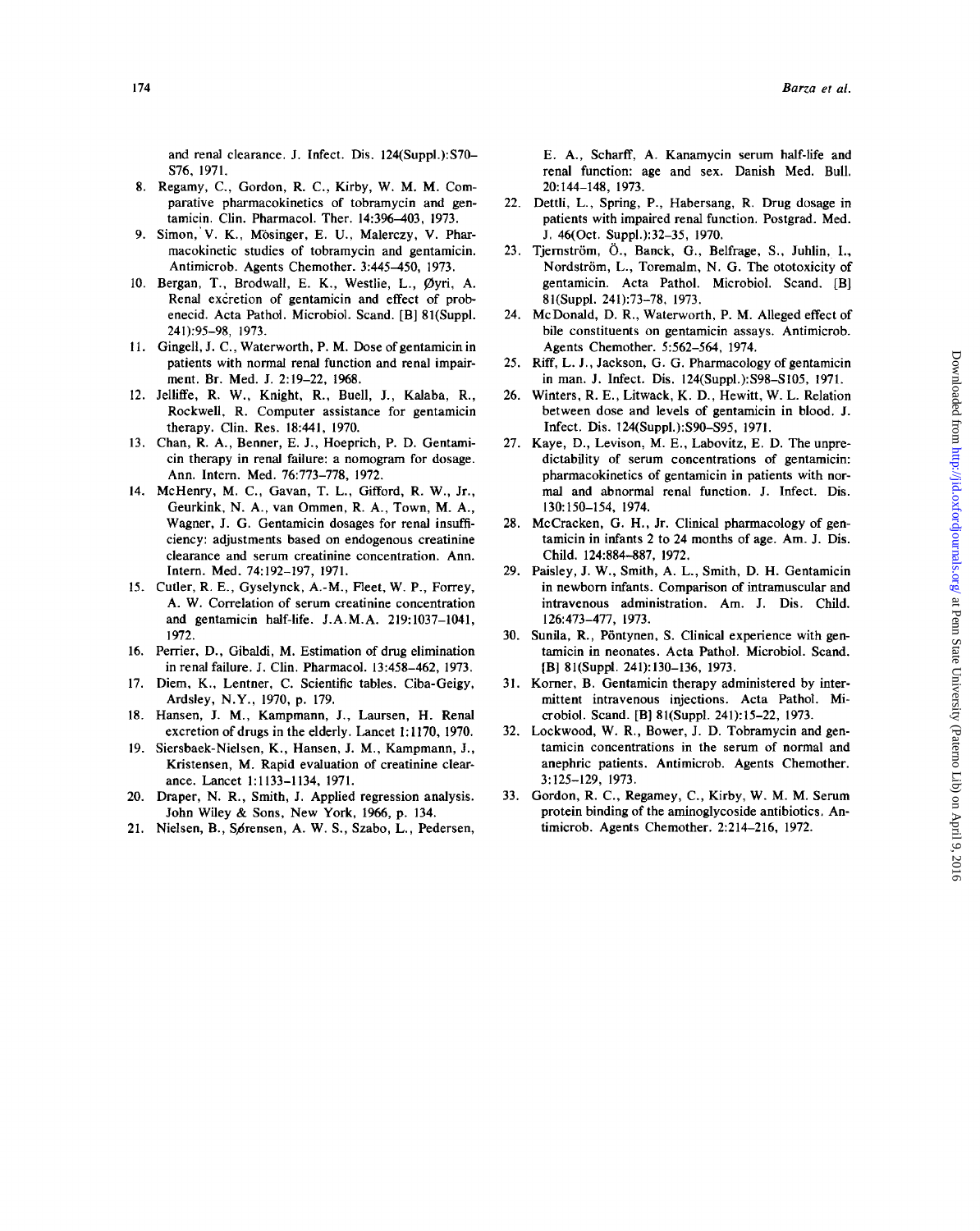and renal clearance. J. Infect. Dis. 124(Suppl.):S70–S76, 1971.

8. Regamy, C., Gordon, R. C., Kirby, W. M. M. Comparative pharmacokinetics of tobramycin and gentamicin. Clin. Pharmacol. Ther. 14:396–403, 1973.
9. Simon, V. K., Mösinger, E. U., Malerczy, V. Pharmacokinetic studies of tobramycin and gentamicin. Antimicrob. Agents Chemother. 3:445–450, 1973.
10. Bergan, T., Brodwall, E. K., Westlie, L., Øyri, A. Renal excretion of gentamicin and effect of probenecid. Acta Pathol. Microbiol. Scand. [B] 81(Suppl. 241):95–98, 1973.
11. Gingell, J. C., Waterworth, P. M. Dose of gentamicin in patients with normal renal function and renal impairment. Br. Med. J. 2:19–22, 1968.
12. Jelliffe, R. W., Knight, R., Buell, J., Kalaba, R., Rockwell, R. Computer assistance for gentamicin therapy. Clin. Res. 18:441, 1970.
13. Chan, R. A., Benner, E. J., Hoeprich, P. D. Gentamicin therapy in renal failure: a nomogram for dosage. Ann. Intern. Med. 76:773–778, 1972.
14. McHenry, M. C., Gavan, T. L., Gifford, R. W., Jr., Geurkink, N. A., van Ommen, R. A., Town, M. A., Wagner, J. G. Gentamicin dosages for renal insufficiency: adjustments based on endogenous creatinine clearance and serum creatinine concentration. Ann. Intern. Med. 74:192–197, 1971.
15. Cutler, R. E., Gyselynck, A.-M., Fleet, W. P., Forrey, A. W. Correlation of serum creatinine concentration and gentamicin half-life. J.A.M.A. 219:1037–1041, 1972.
16. Perrier, D., Gibaldi, M. Estimation of drug elimination in renal failure. J. Clin. Pharmacol. 13:458–462, 1973.
17. Diem, K., Lentner, C. Scientific tables. Ciba-Geigy, Ardsley, N.Y., 1970, p. 179.
18. Hansen, J. M., Kampmann, J., Laursen, H. Renal excretion of drugs in the elderly. Lancet 1:1170, 1970.
19. Siersbaek-Nielsen, K., Hansen, J. M., Kampmann, J., Kristensen, M. Rapid evaluation of creatinine clearance. Lancet 1:1133–1134, 1971.
20. Draper, N. R., Smith, J. Applied regression analysis. John Wiley & Sons, New York, 1966, p. 134.
21. Nielsen, B., Sørensen, A. W. S., Szabo, L., Pedersen, E. A., Scharff, A. Kanamycin serum half-life and renal function: age and sex. Danish Med. Bull. 20:144–148, 1973.
22. Dettli, L., Spring, P., Habersang, R. Drug dosage in patients with impaired renal function. Postgrad. Med. J. 46(Oct. Suppl.):32–35, 1970.
23. Tjernström, Ö., Banck, G., Belfrage, S., Juhlin, I., Nordström, L., Toremalm, N. G. The ototoxicity of gentamicin. Acta Pathol. Microbiol. Scand. [B] 81(Suppl. 241):73–78, 1973.
24. McDonald, D. R., Waterworth, P. M. Alleged effect of bile constituents on gentamicin assays. Antimicrob. Agents Chemother. 5:562–564, 1974.
25. Riff, L. J., Jackson, G. G. Pharmacology of gentamicin in man. J. Infect. Dis. 124(Suppl.):S98–S105, 1971.
26. Winters, R. E., Litwack, K. D., Hewitt, W. L. Relation between dose and levels of gentamicin in blood. J. Infect. Dis. 124(Suppl.):S90–S95, 1971.
27. Kaye, D., Levison, M. E., Labovitz, E. D. The unpredictability of serum concentrations of gentamicin: pharmacokinetics of gentamicin in patients with normal and abnormal renal function. J. Infect. Dis. 130:150–154, 1974.
28. McCracken, G. H., Jr. Clinical pharmacology of gentamicin in infants 2 to 24 months of age. Am. J. Dis. Child. 124:884–887, 1972.
29. Paisley, J. W., Smith, A. L., Smith, D. H. Gentamicin in newborn infants. Comparison of intramuscular and intravenous administration. Am. J. Dis. Child. 126:473–477, 1973.
30. Sunila, R., Pöntynen, S. Clinical experience with gentamicin in neonates. Acta Pathol. Microbiol. Scand. [B] 81(Suppl. 241):130–136, 1973.
31. Korner, B. Gentamicin therapy administered by intermittent intravenous injections. Acta Pathol. Microbiol. Scand. [B] 81(Suppl. 241):15–22, 1973.
32. Lockwood, W. R., Bower, J. D. Tobramycin and gentamicin concentrations in the serum of normal and anephric patients. Antimicrob. Agents Chemother. 3:125–129, 1973.
33. Gordon, R. C., Regamey, C., Kirby, W. M. M. Serum protein binding of the aminoglycoside antibiotics. Antimicrob. Agents Chemother. 2:214–216, 1972.